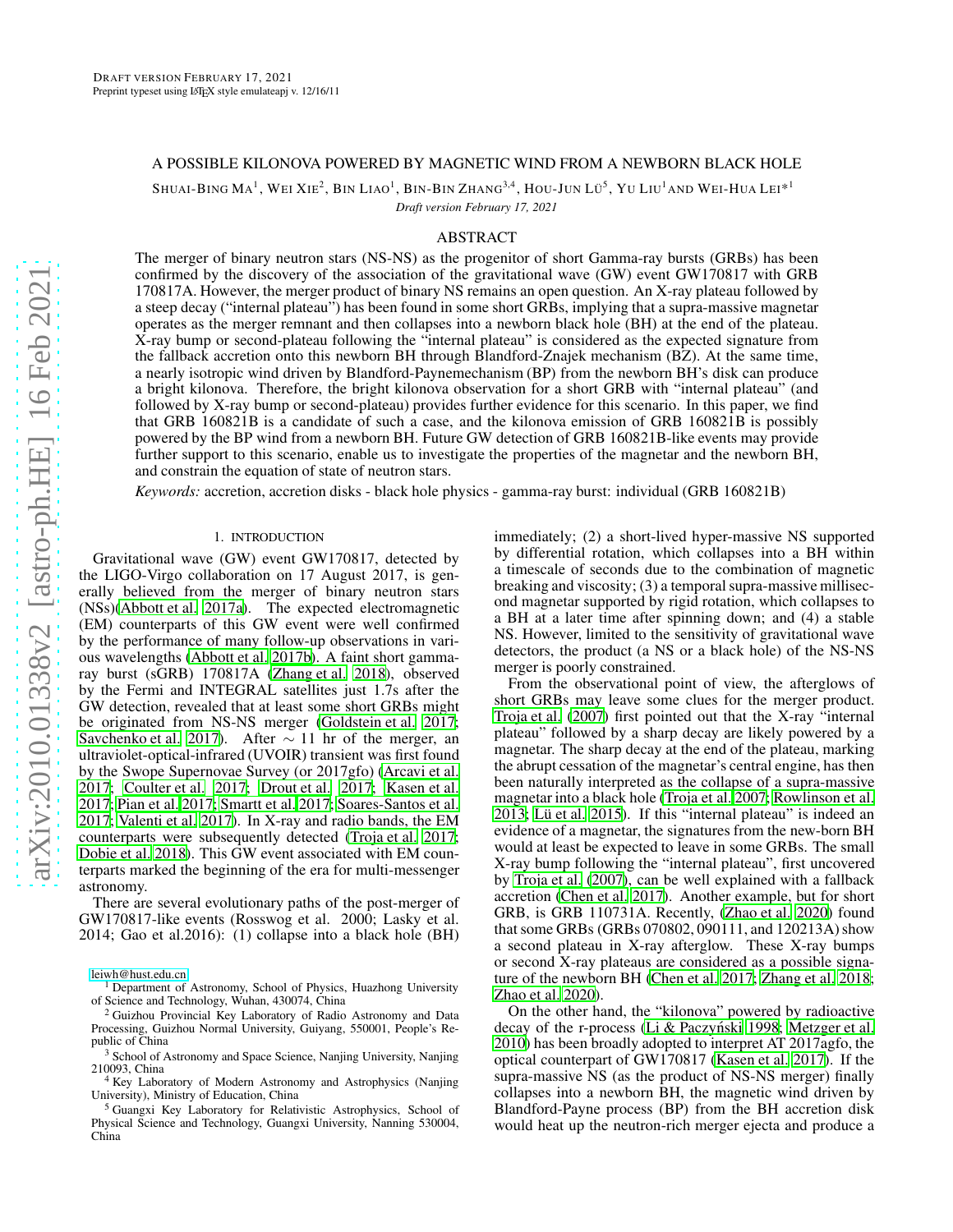DRAFT VERSION FEBRUARY 17, 2021
Preprint typeset using LaTeX style emulateapj v. 12/16/11

# A POSSIBLE KILONOVA POWERED BY MAGNETIC WIND FROM A NEWBORN BLACK HOLE

SHUAI-BING MA[1], WEI XIE[2], BIN LIAO[1], BIN-BIN ZHANG[3,4], HOU-JUN LÜ[5], YU LIU[1] AND WEI-HUA LEI*[1]

*Draft version February 17, 2021*

## ABSTRACT

The merger of binary neutron stars (NS-NS) as the progenitor of short Gamma-ray bursts (GRBs) has been confirmed by the discovery of the association of the gravitational wave (GW) event GW170817 with GRB 170817A. However, the merger product of binary NS remains an open question. An X-ray plateau followed by a steep decay ("internal plateau") has been found in some short GRBs, implying that a supra-massive magnetar operates as the merger remnant and then collapses into a newborn black hole (BH) at the end of the plateau. X-ray bump or second-plateau following the "internal plateau" is considered as the expected signature from the fallback accretion onto this newborn BH through Blandford-Znajek mechanism (BZ). At the same time, a nearly isotropic wind driven by Blandford-Paynemechanism (BP) from the newborn BH's disk can produce a bright kilonova. Therefore, the bright kilonova observation for a short GRB with "internal plateau" (and followed by X-ray bump or second-plateau) provides further evidence for this scenario. In this paper, we find that GRB 160821B is a candidate of such a case, and the kilonova emission of GRB 160821B is possibly powered by the BP wind from a newborn BH. Future GW detection of GRB 160821B-like events may provide further support to this scenario, enable us to investigate the properties of the magnetar and the newborn BH, and constrain the equation of state of neutron stars.

*Keywords:* accretion, accretion disks - black hole physics - gamma-ray burst: individual (GRB 160821B)

## 1. INTRODUCTION

Gravitational wave (GW) event GW170817, detected by the LIGO-Virgo collaboration on 17 August 2017, is generally believed from the merger of binary neutron stars (NSs)(Abbott et al. 2017a). The expected electromagnetic (EM) counterparts of this GW event were well confirmed by the performance of many follow-up observations in various wavelengths (Abbott et al. 2017b). A faint short gamma-ray burst (sGRB) 170817A (Zhang et al. 2018), observed by the Fermi and INTEGRAL satellites just 1.7s after the GW detection, revealed that at least some short GRBs might be originated from NS-NS merger (Goldstein et al. 2017; Savchenko et al. 2017). After $\sim 11$ hr of the merger, an ultraviolet-optical-infrared (UVOIR) transient was first found by the Swope Supernovae Survey (or 2017gfo) (Arcavi et al. 2017; Coulter et al. 2017; Drout et al. 2017; Kasen et al. 2017; Pian et al. 2017; Smartt et al. 2017; Soares-Santos et al. 2017; Valenti et al. 2017). In X-ray and radio bands, the EM counterparts were subsequently detected (Troja et al. 2017; Dobie et al. 2018). This GW event associated with EM counterparts marked the beginning of the era for multi-messenger astronomy.

There are several evolutionary paths of the post-merger of GW170817-like events (Rosswog et al. 2000; Lasky et al. 2014; Gao et al.2016): (1) collapse into a black hole (BH) immediately; (2) a short-lived hyper-massive NS supported by differential rotation, which collapses into a BH within a timescale of seconds due to the combination of magnetic breaking and viscosity; (3) a temporal supra-massive millisecond magnetar supported by rigid rotation, which collapses to a BH at a later time after spinning down; and (4) a stable NS. However, limited to the sensitivity of gravitational wave detectors, the product (a NS or a black hole) of the NS-NS merger is poorly constrained.

From the observational point of view, the afterglows of short GRBs may leave some clues for the merger product. Troja et al. (2007) first pointed out that the X-ray "internal plateau" followed by a sharp decay are likely powered by a magnetar. The sharp decay at the end of the plateau, marking the abrupt cessation of the magnetar's central engine, has then been naturally interpreted as the collapse of a supra-massive magnetar into a black hole (Troja et al. 2007; Rowlinson et al. 2013; Lü et al. 2015). If this "internal plateau" is indeed an evidence of a magnetar, the signatures from the new-born BH would at least be expected to leave in some GRBs. The small X-ray bump following the "internal plateau", first uncovered by Troja et al. (2007), can be well explained with a fallback accretion (Chen et al. 2017). Another example, but for short GRB, is GRB 110731A. Recently, (Zhao et al. 2020) found that some GRBs (GRBs 070802, 090111, and 120213A) show a second plateau in X-ray afterglow. These X-ray bumps or second X-ray plateaus are considered as a possible signature of the newborn BH (Chen et al. 2017; Zhang et al. 2018; Zhao et al. 2020).

On the other hand, the "kilonova" powered by radioactive decay of the r-process (Li & Paczyński 1998; Metzger et al. 2010) has been broadly adopted to interpret AT 2017agfo, the optical counterpart of GW170817 (Kasen et al. 2017). If the supra-massive NS (as the product of NS-NS merger) finally collapses into a newborn BH, the magnetic wind driven by Blandford-Payne process (BP) from the BH accretion disk would heat up the neutron-rich merger ejecta and produce a

---

leiwh@hust.edu.cn

[1] Department of Astronomy, School of Physics, Huazhong University of Science and Technology, Wuhan, 430074, China

[2] Guizhou Provincial Key Laboratory of Radio Astronomy and Data Processing, Guizhou Normal University, Guiyang, 550001, People's Republic of China

[3] School of Astronomy and Space Science, Nanjing University, Nanjing 210093, China

[4] Key Laboratory of Modern Astronomy and Astrophysics (Nanjing University), Ministry of Education, China

[5] Guangxi Key Laboratory for Relativistic Astrophysics, School of Physical Science and Technology, Guangxi University, Nanning 530004, China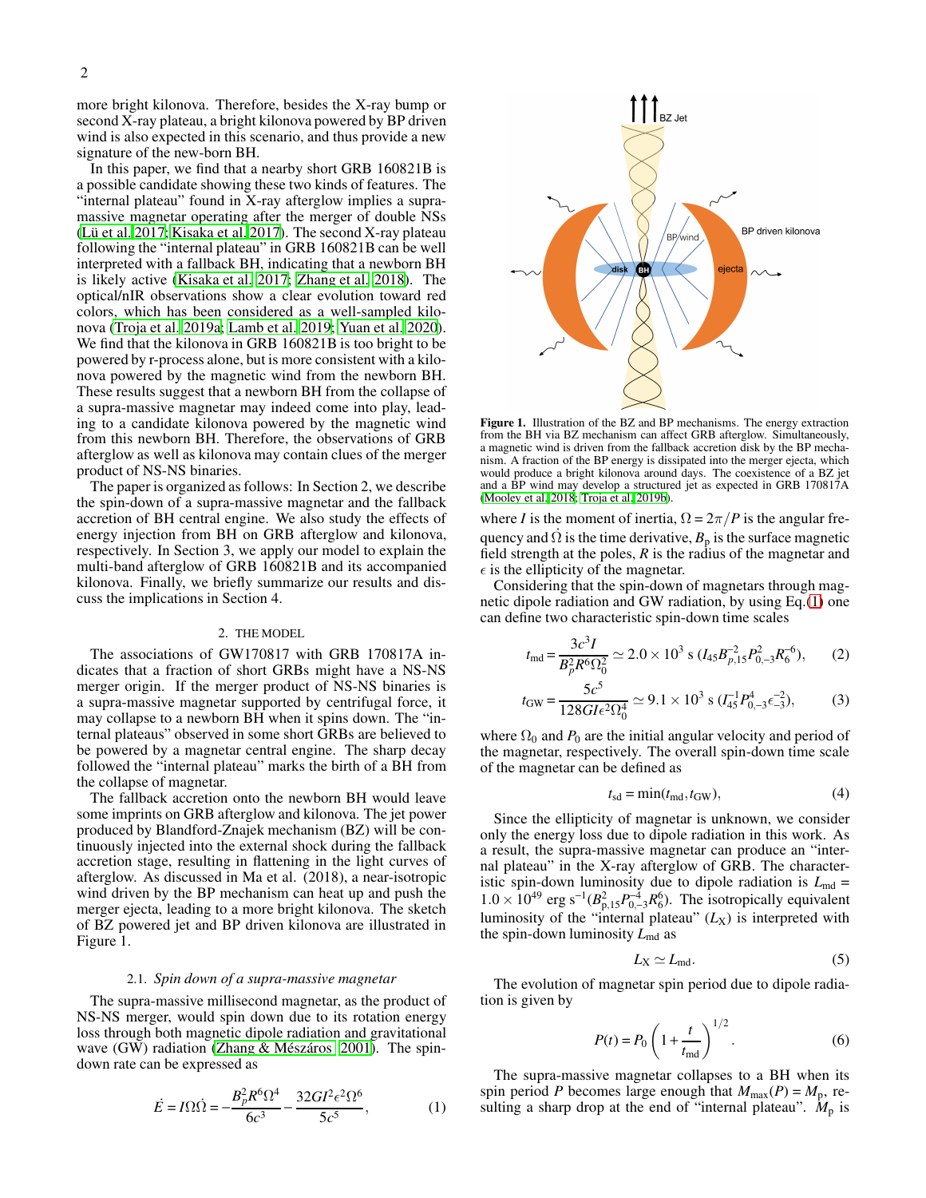more bright kilonova. Therefore, besides the X-ray bump or second X-ray plateau, a bright kilonova powered by BP driven wind is also expected in this scenario, and thus provide a new signature of the new-born BH.

In this paper, we find that a nearby short GRB 160821B is a possible candidate showing these two kinds of features. The "internal plateau" found in X-ray afterglow implies a supra-massive magnetar operating after the merger of double NSs (Lü et al. 2017; Kisaka et al. 2017). The second X-ray plateau following the "internal plateau" in GRB 160821B can be well interpreted with a fallback BH, indicating that a newborn BH is likely active (Kisaka et al. 2017; Zhang et al. 2018). The optical/nIR observations show a clear evolution toward red colors, which has been considered as a well-sampled kilonova (Troja et al. 2019a; Lamb et al. 2019; Yuan et al. 2020). We find that the kilonova in GRB 160821B is too bright to be powered by r-process alone, but is more consistent with a kilonova powered by the magnetic wind from the newborn BH. These results suggest that a newborn BH from the collapse of a supra-massive magnetar may indeed come into play, leading to a candidate kilonova powered by the magnetic wind from this newborn BH. Therefore, the observations of GRB afterglow as well as kilonova may contain clues of the merger product of NS-NS binaries.

The paper is organized as follows: In Section 2, we describe the spin-down of a supra-massive magnetar and the fallback accretion of BH central engine. We also study the effects of energy injection from BH on GRB afterglow and kilonova, respectively. In Section 3, we apply our model to explain the multi-band afterglow of GRB 160821B and its accompanied kilonova. Finally, we briefly summarize our results and discuss the implications in Section 4.

## 2. THE MODEL

The associations of GW170817 with GRB 170817A indicates that a fraction of short GRBs might have a NS-NS merger origin. If the merger product of NS-NS binaries is a supra-massive magnetar supported by centrifugal force, it may collapse to a newborn BH when it spins down. The "internal plateaus" observed in some short GRBs are believed to be powered by a magnetar central engine. The sharp decay followed the "internal plateau" marks the birth of a BH from the collapse of magnetar.

The fallback accretion onto the newborn BH would leave some imprints on GRB afterglow and kilonova. The jet power produced by Blandford-Znajek mechanism (BZ) will be continuously injected into the external shock during the fallback accretion stage, resulting in flattening in the light curves of afterglow. As discussed in Ma et al. (2018), a near-isotropic wind driven by the BP mechanism can heat up and push the merger ejecta, leading to a more bright kilonova. The sketch of BZ powered jet and BP driven kilonova are illustrated in Figure 1.

### 2.1. *Spin down of a supra-massive magnetar*

The supra-massive millisecond magnetar, as the product of NS-NS merger, would spin down due to its rotation energy loss through both magnetic dipole radiation and gravitational wave (GW) radiation (Zhang & Mészáros 2001). The spin-down rate can be expressed as

$$\dot{E} = I\Omega\dot{\Omega} = -\frac{B_p^2 R^6 \Omega^4}{6c^3} - \frac{32GI^2\epsilon^2\Omega^6}{5c^5}, \quad (1)$$

**Figure 1.** Illustration of the BZ and BP mechanisms. The energy extraction from the BH via BZ mechanism can affect GRB afterglow. Simultaneously, a magnetic wind is driven from the fallback accretion disk by the BP mechanism. A fraction of the BP energy is dissipated into the merger ejecta, which would produce a bright kilonova around days. The coexistence of a BZ jet and a BP wind may develop a structured jet as expected in GRB 170817A (Mooley et al. 2018; Troja et al. 2019b).

where $I$ is the moment of inertia, $\Omega = 2\pi/P$ is the angular frequency and $\dot{\Omega}$ is the time derivative, $B_p$ is the surface magnetic field strength at the poles, $R$ is the radius of the magnetar and $\epsilon$ is the ellipticity of the magnetar.

Considering that the spin-down of magnetars through magnetic dipole radiation and GW radiation, by using Eq.(1) one can define two characteristic spin-down time scales

$$t_{\rm md} = \frac{3c^3 I}{B_p^2 R^6 \Omega_0^2} \simeq 2.0\times10^3 \ {\rm s} \ (I_{45} B_{p,15}^{-2} P_{0,-3}^2 R_6^{-6}), \quad (2)$$

$$t_{\rm GW} = \frac{5c^5}{128GI\epsilon^2\Omega_0^4} \simeq 9.1\times10^3 \ {\rm s} \ (I_{45}^{-1} P_{0,-3}^4 \epsilon_{-3}^{-2}), \quad (3)$$

where $\Omega_0$ and $P_0$ are the initial angular velocity and period of the magnetar, respectively. The overall spin-down time scale of the magnetar can be defined as

$$t_{\rm sd} = \min(t_{\rm md}, t_{\rm GW}), \quad (4)$$

Since the ellipticity of magnetar is unknown, we consider only the energy loss due to dipole radiation in this work. As a result, the supra-massive magnetar can produce an "internal plateau" in the X-ray afterglow of GRB. The characteristic spin-down luminosity due to dipole radiation is $L_{\rm md} = 1.0\times10^{49}$ erg s$^{-1}$($B_{p,15}^2 P_{0,-3}^{-4} R_6^6$). The isotropically equivalent luminosity of the "internal plateau" ($L_X$) is interpreted with the spin-down luminosity $L_{\rm md}$ as

$$L_X \simeq L_{\rm md}. \quad (5)$$

The evolution of magnetar spin period due to dipole radiation is given by

$$P(t) = P_0 \left(1 + \frac{t}{t_{\rm md}}\right)^{1/2}. \quad (6)$$

The supra-massive magnetar collapses to a BH when its spin period $P$ becomes large enough that $M_{\rm max}(P) = M_{\rm p}$, resulting a sharp drop at the end of "internal plateau". $M_{\rm p}$ is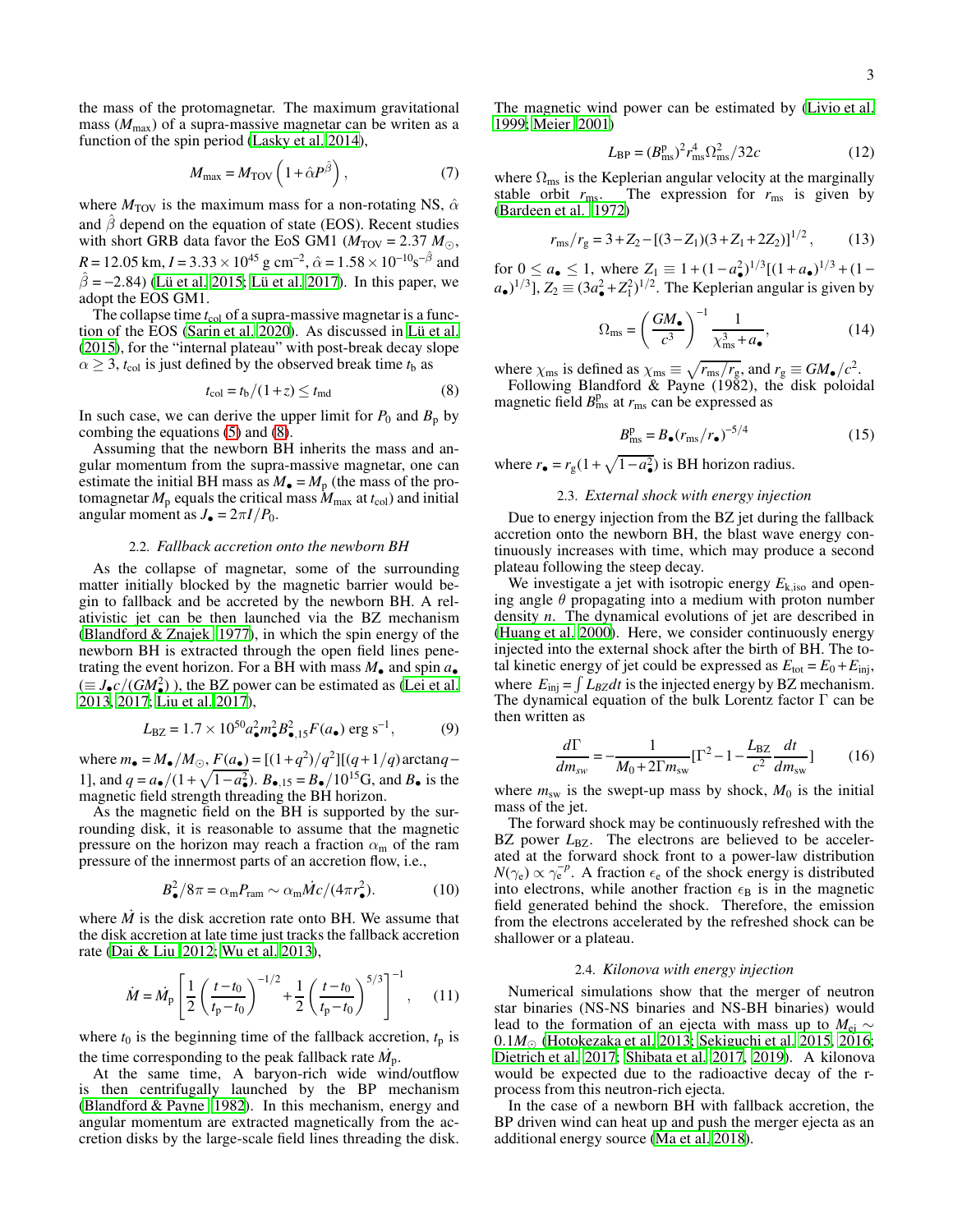the mass of the protomagnetar. The maximum gravitational mass ($M_{\rm max}$) of a supra-massive magnetar can be writen as a function of the spin period (Lasky et al. 2014),

$$M_{\rm max} = M_{\rm TOV}\left(1+\hat{\alpha}P^{\hat{\beta}}\right), \tag{7}$$

where $M_{\rm TOV}$ is the maximum mass for a non-rotating NS, $\hat{\alpha}$ and $\hat{\beta}$ depend on the equation of state (EOS). Recent studies with short GRB data favor the EoS GM1 ($M_{\rm TOV} = 2.37\,M_{\odot}$, $R = 12.05$ km, $I = 3.33\times10^{45}$ g cm$^{-2}$, $\hat{\alpha} = 1.58\times10^{-10}{\rm s}^{-\hat{\beta}}$ and $\hat{\beta} = -2.84$) (Lü et al. 2015; Lü et al. 2017). In this paper, we adopt the EOS GM1.

The collapse time $t_{\rm col}$ of a supra-massive magnetar is a function of the EOS (Sarin et al. 2020). As discussed in Lü et al. (2015), for the "internal plateau" with post-break decay slope $\alpha \geq 3$, $t_{\rm col}$ is just defined by the observed break time $t_{\rm b}$ as

$$t_{\rm col} = t_{\rm b}/(1+z) \leq t_{\rm md} \tag{8}$$

In such case, we can derive the upper limit for $P_0$ and $B_{\rm p}$ by combing the equations (5) and (8).

Assuming that the newborn BH inherits the mass and angular momentum from the supra-massive magnetar, one can estimate the initial BH mass as $M_\bullet = M_{\rm p}$ (the mass of the protomagnetar $M_{\rm p}$ equals the critical mass $M_{\rm max}$ at $t_{\rm col}$) and initial angular moment as $J_\bullet = 2\pi I/P_0$.

### 2.2. *Fallback accretion onto the newborn BH*

As the collapse of magnetar, some of the surrounding matter initially blocked by the magnetic barrier would begin to fallback and be accreted by the newborn BH. A relativistic jet can be then launched via the BZ mechanism (Blandford & Znajek 1977), in which the spin energy of the newborn BH is extracted through the open field lines penetrating the event horizon. For a BH with mass $M_\bullet$ and spin $a_\bullet$ ($\equiv J_\bullet c/(GM_\bullet^2)$ ), the BZ power can be estimated as (Lei et al. 2013, 2017; Liu et al. 2017),

$$L_{\rm BZ} = 1.7\times10^{50}a_\bullet^2 m_\bullet^2 B_{\bullet,15}^2 F(a_\bullet)\ {\rm erg\ s^{-1}}, \tag{9}$$

where $m_\bullet = M_\bullet/M_\odot$, $F(a_\bullet) = [(1+q^2)/q^2][(q+1/q)\arctan q - 1]$, and $q = a_\bullet/(1+\sqrt{1-a_\bullet^2})$. $B_{\bullet,15} = B_\bullet/10^{15}$G, and $B_\bullet$ is the magnetic field strength threading the BH horizon.

As the magnetic field on the BH is supported by the surrounding disk, it is reasonable to assume that the magnetic pressure on the horizon may reach a fraction $\alpha_{\rm m}$ of the ram pressure of the innermost parts of an accretion flow, i.e.,

$$B_\bullet^2/8\pi = \alpha_{\rm m}P_{\rm ram} \sim \alpha_{\rm m}\dot{M}c/(4\pi r_\bullet^2). \tag{10}$$

where $\dot{M}$ is the disk accretion rate onto BH. We assume that the disk accretion at late time just tracks the fallback accretion rate (Dai & Liu 2012; Wu et al. 2013),

$$\dot{M} = \dot{M}_{\rm p}\left[\frac{1}{2}\left(\frac{t-t_0}{t_{\rm p}-t_0}\right)^{-1/2} + \frac{1}{2}\left(\frac{t-t_0}{t_{\rm p}-t_0}\right)^{5/3}\right]^{-1}, \tag{11}$$

where $t_0$ is the beginning time of the fallback accretion, $t_{\rm p}$ is the time corresponding to the peak fallback rate $\dot{M}_{\rm p}$.

At the same time, A baryon-rich wide wind/outflow is then centrifugally launched by the BP mechanism (Blandford & Payne 1982). In this mechanism, energy and angular momentum are extracted magnetically from the accretion disks by the large-scale field lines threading the disk. The magnetic wind power can be estimated by (Livio et al. 1999; Meier 2001)

$$L_{\rm BP} = (B_{\rm ms}^{\rm p})^2 r_{\rm ms}^4 \Omega_{\rm ms}^2/32c \tag{12}$$

where $\Omega_{\rm ms}$ is the Keplerian angular velocity at the marginally stable orbit $r_{\rm ms}$. The expression for $r_{\rm ms}$ is given by (Bardeen et al. 1972)

$$r_{\rm ms}/r_{\rm g} = 3 + Z_2 - [(3-Z_1)(3+Z_1+2Z_2)]^{1/2}, \tag{13}$$

for $0 \leq a_\bullet \leq 1$, where $Z_1 \equiv 1+(1-a_\bullet^2)^{1/3}[(1+a_\bullet)^{1/3}+(1-a_\bullet)^{1/3}]$, $Z_2 \equiv (3a_\bullet^2+Z_1^2)^{1/2}$. The Keplerian angular is given by

$$\Omega_{\rm ms} = \left(\frac{GM_\bullet}{c^3}\right)^{-1}\frac{1}{\chi_{\rm ms}^3 + a_\bullet}, \tag{14}$$

where $\chi_{\rm ms}$ is defined as $\chi_{\rm ms} \equiv \sqrt{r_{\rm ms}/r_{\rm g}}$, and $r_{\rm g} \equiv GM_\bullet/c^2$.

Following Blandford & Payne (1982), the disk poloidal magnetic field $B_{\rm ms}^{\rm p}$ at $r_{\rm ms}$ can be expressed as

$$B_{\rm ms}^{\rm p} = B_\bullet (r_{\rm ms}/r_\bullet)^{-5/4} \tag{15}$$

where $r_\bullet = r_{\rm g}(1+\sqrt{1-a_\bullet^2})$ is BH horizon radius.

### 2.3. *External shock with energy injection*

Due to energy injection from the BZ jet during the fallback accretion onto the newborn BH, the blast wave energy continuously increases with time, which may produce a second plateau following the steep decay.

We investigate a jet with isotropic energy $E_{\rm k,iso}$ and opening angle $\theta$ propagating into a medium with proton number density $n$. The dynamical evolutions of jet are described in (Huang et al. 2000). Here, we consider continuously energy injected into the external shock after the birth of BH. The total kinetic energy of jet could be expressed as $E_{\rm tot} = E_0 + E_{\rm inj}$, where $E_{\rm inj} = \int L_{BZ}dt$ is the injected energy by BZ mechanism. The dynamical equation of the bulk Lorentz factor $\Gamma$ can be then written as

$$\frac{d\Gamma}{dm_{sw}} = -\frac{1}{M_0 + 2\Gamma m_{\rm sw}}\left[\Gamma^2 - 1 - \frac{L_{\rm BZ}}{c^2}\frac{dt}{dm_{\rm sw}}\right] \tag{16}$$

where $m_{\rm sw}$ is the swept-up mass by shock, $M_0$ is the initial mass of the jet.

The forward shock may be continuously refreshed with the BZ power $L_{\rm BZ}$. The electrons are believed to be accelerated at the forward shock front to a power-law distribution $N(\gamma_{\rm e}) \propto \gamma_{\rm e}^{-p}$. A fraction $\epsilon_{\rm e}$ of the shock energy is distributed into electrons, while another fraction $\epsilon_{\rm B}$ is in the magnetic field generated behind the shock. Therefore, the emission from the electrons accelerated by the refreshed shock can be shallower or a plateau.

### 2.4. *Kilonova with energy injection*

Numerical simulations show that the merger of neutron star binaries (NS-NS binaries and NS-BH binaries) would lead to the formation of an ejecta with mass up to $M_{\rm ej} \sim 0.1 M_\odot$ (Hotokezaka et al. 2013; Sekiguchi et al. 2015, 2016; Dietrich et al. 2017; Shibata et al. 2017, 2019). A kilonova would be expected due to the radioactive decay of the r-process from this neutron-rich ejecta.

In the case of a newborn BH with fallback accretion, the BP driven wind can heat up and push the merger ejecta as an additional energy source (Ma et al. 2018).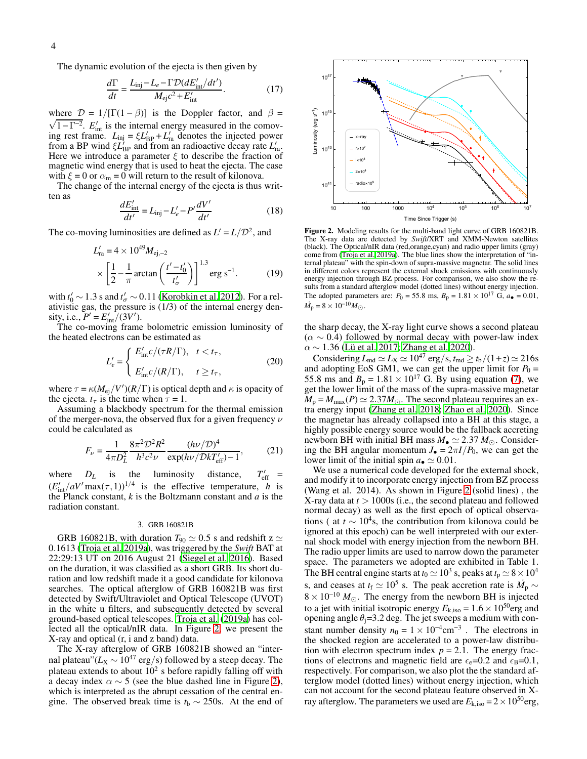The dynamic evolution of the ejecta is then given by

$$\frac{d\Gamma}{dt} = \frac{L_{\rm inj} - L_e - \Gamma\mathcal{D}(dE'_{\rm int}/dt')}{M_{\rm ej}c^2 + E'_{\rm int}}. \tag{17}$$

where $\mathcal{D} = 1/[\Gamma(1-\beta)]$ is the Doppler factor, and $\beta = \sqrt{1-\Gamma^{-2}}$. $E'_{\rm int}$ is the internal energy measured in the comoving rest frame. $L_{\rm inj} = \xi L'_{\rm BP} + L'_{\rm ra}$ denotes the injected power from a BP wind $\xi L'_{\rm BP}$ and from an radioactive decay rate $L'_{\rm ra}$. Here we introduce a parameter $\xi$ to describe the fraction of magnetic wind energy that is used to heat the ejecta. The case with $\xi = 0$ or $\alpha_{\rm m} = 0$ will return to the result of kilonova.

The change of the internal energy of the ejecta is thus written as

$$\frac{dE'_{\rm int}}{dt'} = L_{\rm inj} - L'_e - P'\frac{dV'}{dt'} \tag{18}$$

The co-moving luminosities are defined as $L' = L/\mathcal{D}^2$, and

$$L'_{\rm ra} = 4\times10^{49}M_{\rm ej,-2} \times\left[\frac{1}{2} - \frac{1}{\pi}\arctan\left(\frac{t'-t'_0}{t'_\sigma}\right)\right]^{1.3} \text{erg s}^{-1}. \tag{19}$$

with $t'_0 \sim 1.3$ s and $t'_\sigma \sim 0.11$ (Korobkin et al. 2012). For a relativistic gas, the pressure is (1/3) of the internal energy density, i.e., $P' = E'_{\rm int}/(3V')$.

The co-moving frame bolometric emission luminosity of the heated electrons can be estimated as

$$L'_e = \begin{cases} E'_{\rm int}c/(\tau R/\Gamma), & t < t_\tau, \\ E'_{\rm int}c/(R/\Gamma), & t \geq t_\tau, \end{cases} \tag{20}$$

where $\tau = \kappa(M_{\rm ej}/V')(R/\Gamma)$ is optical depth and $\kappa$ is opacity of the ejecta. $t_\tau$ is the time when $\tau = 1$.

Assuming a blackbody spectrum for the thermal emission of the merger-nova, the observed flux for a given frequency $\nu$ could be calculated as

$$F_\nu = \frac{1}{4\pi D_L^2}\frac{8\pi^2\mathcal{D}^2R^2}{h^3c^2\nu}\frac{(h\nu/\mathcal{D})^4}{\exp(h\nu/\mathcal{D}kT'_{\rm eff})-1}, \tag{21}$$

where $D_L$ is the luminosity distance, $T'_{\rm eff} = (E'_{\rm int}/aV'\max(\tau,1))^{1/4}$ is the effective temperature, $h$ is the Planck constant, $k$ is the Boltzmann constant and $a$ is the radiation constant.

## 3. GRB 160821B

GRB 160821B, with duration $T_{90} \simeq 0.5$ s and redshift z $\simeq 0.1613$ (Troja et al. 2019a), was triggered by the *Swift* BAT at 22:29:13 UT on 2016 August 21 (Siegel et al. 2016). Based on the duration, it was classified as a short GRB. Its short duration and low redshift made it a good candidate for kilonova searches. The optical afterglow of GRB 160821B was first detected by Swift/Ultraviolet and Optical Telescope (UVOT) in the white u filters, and subsequently detected by several ground-based optical telescopes. Troja et al. (2019a) has collected all the optical/nIR data. In Figure 2, we present the X-ray and optical (r, i and z band) data.

The X-ray afterglow of GRB 160821B showed an "internal plateau"($L_{\rm X} \sim 10^{47}$ erg/s) followed by a steep decay. The plateau extends to $10^2$ s before rapidly falling off with a decay index $\alpha \sim 5$ (see the blue dashed line in Figure 2), which is interpreted as the abrupt cessation of the central engine. The observed break time is $t_{\rm b} \sim 250$s. At the end of the sharp decay, the X-ray light curve shows a second plateau ($\alpha \sim 0.4$) followed by normal decay with power-law index $\alpha \sim 1.36$ (Lü et al. 2017; Zhang et al. 2020).

**Figure 2.** Modeling results for the multi-band light curve of GRB 160821B. The X-ray data are detected by *Swift*/XRT and XMM-Newton satellites (black). The Optical/nIR data (red,orange,cyan) and radio upper limits (gray) come from (Troja et al. 2019a). The blue lines show the interpretation of "internal plateau" with the spin-down of supra-massive magnetar. The solid lines in different colors represent the external shock emissions with continuously energy injection through BZ process. For comparison, we also show the results from a standard afterglow model (dotted lines) without energy injection. The adopted parameters are: $P_0 = 55.8$ ms, $B_{\rm p} = 1.81\times10^{17}$ G, $a_\bullet = 0.01$, $\dot{M}_{\rm p} = 8\times10^{-10}M_\odot$.

Considering $L_{\rm md} \simeq L_{\rm X} \simeq 10^{47}$ erg/s, $t_{\rm md} \geq t_{\rm b}/(1+z) \simeq 216$s and adopting EoS GM1, we can get the upper limit for $P_0 = 55.8$ ms and $B_{\rm p} = 1.81\times10^{17}$ G. By using equation (7), we get the lower limit of the mass of the supra-massive magnetar $M_{\rm p} = M_{\rm max}(P) \simeq 2.37M_\odot$. The second plateau requires an extra energy input (Zhang et al. 2018; Zhao et al. 2020). Since the magnetar has already collapsed into a BH at this stage, a highly possible energy source would be the fallback accreting newborn BH with initial BH mass $M_\bullet \simeq 2.37\ M_\odot$. Considering the BH angular momentum $J_\bullet = 2\pi I/P_0$, we can get the lower limit of the initial spin $a_\bullet \simeq 0.01$.

We use a numerical code developed for the external shock, and modify it to incorporate energy injection from BZ process (Wang et al. 2014). As shown in Figure 2 (solid lines) , the X-ray data at $t > 1000$s (i.e., the second plateau and followed normal decay) as well as the first epoch of optical observations ( at $t \sim 10^4$s, the contribution from kilonova could be ignored at this epoch) can be well interpreted with our external shock model with energy injection from the newborn BH. The radio upper limits are used to narrow down the parameter space. The parameters we adopted are exhibited in Table 1. The BH central engine starts at $t_0 \simeq 10^3$ s, peaks at $t_{\rm p} \simeq 8\times10^4$ s, and ceases at $t_{\rm f} \simeq 10^5$ s. The peak accretion rate is $\dot{M}_{\rm p} \sim 8\times10^{-10}\ M_\odot$. The energy from the newborn BH is injected to a jet with initial isotropic energy $E_{\rm k,iso} = 1.6\times10^{50}$erg and opening angle $\theta_{\rm j}$=3.2 deg. The jet sweeps a medium with constant number density $n_0 = 1\times10^{-4}\text{cm}^{-3}$ . The electrons in the shocked region are accelerated to a power-law distribution with electron spectrum index $p = 2.1$. The energy fractions of electrons and magnetic field are $\epsilon_{\rm e}$=0.2 and $\epsilon_{\rm B}$=0.1, respectively. For comparison, we also plot the standard afterglow model (dotted lines) without energy injection, which can not account for the second plateau feature observed in X-ray afterglow. The parameters we used are $E_{\rm k,iso} = 2\times10^{50}$erg,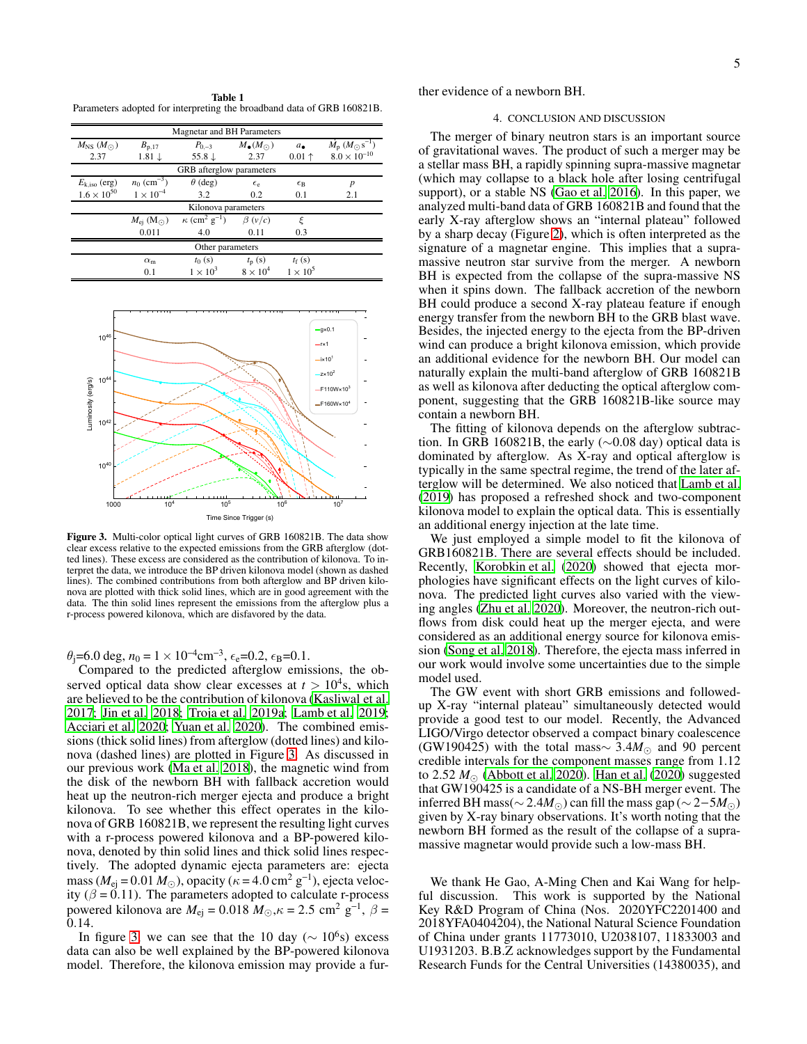**Table 1**
Parameters adopted for interpreting the broadband data of GRB 160821B.

| Magnetar and BH Parameters | | | | | |
|---|---|---|---|---|---|
| $M_{\rm NS}$ ($M_\odot$) | $B_{\rm p,17}$ | $P_{0,-3}$ | $M_\bullet$($M_\odot$) | $a_\bullet$ | $\dot{M}_{\rm p}$ ($M_\odot$ s$^{-1}$) |
| 2.37 | 1.81 ↓ | 55.8 ↓ | 2.37 | 0.01 ↑ | $8.0\times10^{-10}$ |
| **GRB afterglow parameters** | | | | | |
| $E_{\rm k,iso}$ (erg) | $n_0$ (cm$^{-3}$) | $\theta$ (deg) | $\epsilon_{\rm e}$ | $\epsilon_{\rm B}$ | $p$ |
| $1.6\times10^{50}$ | $1\times10^{-4}$ | 3.2 | 0.2 | 0.1 | 2.1 |
| **Kilonova parameters** | | | | | |
| $M_{\rm ej}$ (M$_\odot$) | $\kappa$ (cm$^2$ g$^{-1}$) | $\beta$ ($v/c$) | $\xi$ | | |
| 0.011 | 4.0 | 0.11 | 0.3 | | |
| **Other parameters** | | | | | |
| $\alpha_{\rm m}$ | $t_0$ (s) | $t_{\rm p}$ (s) | $t_{\rm f}$ (s) | | |
| 0.1 | $1\times10^3$ | $8\times10^4$ | $1\times10^5$ | | |

**Figure 3.** Multi-color optical light curves of GRB 160821B. The data show clear excess relative to the expected emissions from the GRB afterglow (dotted lines). These excess are considered as the contribution of kilonova. To interpret the data, we introduce the BP driven kilonova model (shown as dashed lines). The combined contributions from both afterglow and BP driven kilonova are plotted with thick solid lines, which are in good agreement with the data. The thin solid lines represent the emissions from the afterglow plus a r-process powered kilonova, which are disfavored by the data.

$\theta_{\rm j}$=6.0 deg, $n_0 = 1\times10^{-4}$cm$^{-3}$, $\epsilon_{\rm e}$=0.2, $\epsilon_{\rm B}$=0.1.

Compared to the predicted afterglow emissions, the observed optical data show clear excesses at $t > 10^4$s, which are believed to be the contribution of kilonova (Kasliwal et al. 2017; Jin et al. 2018; Troja et al. 2019a; Lamb et al. 2019; Acciari et al. 2020; Yuan et al. 2020). The combined emissions (thick solid lines) from afterglow (dotted lines) and kilonova (dashed lines) are plotted in Figure 3. As discussed in our previous work (Ma et al. 2018), the magnetic wind from the disk of the newborn BH with fallback accretion would heat up the neutron-rich merger ejecta and produce a bright kilonova. To see whether this effect operates in the kilonova of GRB 160821B, we represent the resulting light curves with a r-process powered kilonova and a BP-powered kilonova, denoted by thin solid lines and thick solid lines respectively. The adopted dynamic ejecta parameters are: ejecta mass ($M_{\rm ej} = 0.01\ M_\odot$), opacity ($\kappa = 4.0$ cm$^2$ g$^{-1}$), ejecta velocity ($\beta = 0.11$). The parameters adopted to calculate r-process powered kilonova are $M_{\rm ej} = 0.018\ M_\odot$,$\kappa = 2.5$ cm$^2$ g$^{-1}$, $\beta = 0.14$.

In figure 3, we can see that the 10 day ($\sim 10^6$s) excess data can also be well explained by the BP-powered kilonova model. Therefore, the kilonova emission may provide a further evidence of a newborn BH.

## 4. CONCLUSION AND DISCUSSION

The merger of binary neutron stars is an important source of gravitational waves. The product of such a merger may be a stellar mass BH, a rapidly spinning supra-massive magnetar (which may collapse to a black hole after losing centrifugal support), or a stable NS (Gao et al. 2016). In this paper, we analyzed multi-band data of GRB 160821B and found that the early X-ray afterglow shows an "internal plateau" followed by a sharp decay (Figure 2), which is often interpreted as the signature of a magnetar engine. This implies that a supra-massive neutron star survive from the merger. A newborn BH is expected from the collapse of the supra-massive NS when it spins down. The fallback accretion of the newborn BH could produce a second X-ray plateau feature if enough energy transfer from the newborn BH to the GRB blast wave. Besides, the injected energy to the ejecta from the BP-driven wind can produce a bright kilonova emission, which provide an additional evidence for the newborn BH. Our model can naturally explain the multi-band afterglow of GRB 160821B as well as kilonova after deducting the optical afterglow component, suggesting that the GRB 160821B-like source may contain a newborn BH.

The fitting of kilonova depends on the afterglow subtraction. In GRB 160821B, the early ($\sim$0.08 day) optical data is dominated by afterglow. As X-ray and optical afterglow is typically in the same spectral regime, the trend of the later afterglow will be determined. We also noticed that Lamb et al. (2019) has proposed a refreshed shock and two-component kilonova model to explain the optical data. This is essentially an additional energy injection at the late time.

We just employed a simple model to fit the kilonova of GRB160821B. There are several effects should be included. Recently, Korobkin et al. (2020) showed that ejecta morphologies have significant effects on the light curves of kilonova. The predicted light curves also varied with the viewing angles (Zhu et al. 2020). Moreover, the neutron-rich outflows from disk could heat up the merger ejecta, and were considered as an additional energy source for kilonova emission (Song et al. 2018). Therefore, the ejecta mass inferred in our work would involve some uncertainties due to the simple model used.

The GW event with short GRB emissions and followed-up X-ray "internal plateau" simultaneously detected would provide a good test to our model. Recently, the Advanced LIGO/Virgo detector observed a compact binary coalescence (GW190425) with the total mass$\sim 3.4M_\odot$ and 90 percent credible intervals for the component masses range from 1.12 to 2.52 $M_\odot$ (Abbott et al. 2020). Han et al. (2020) suggested that GW190425 is a candidate of a NS-BH merger event. The inferred BH mass($\sim 2.4M_\odot$) can fill the mass gap ($\sim 2-5M_\odot$) given by X-ray binary observations. It's worth noting that the newborn BH formed as the result of the collapse of a supra-massive magnetar would provide such a low-mass BH.

We thank He Gao, A-Ming Chen and Kai Wang for helpful discussion. This work is supported by the National Key R&D Program of China (Nos. 2020YFC2201400 and 2018YFA0404204), the National Natural Science Foundation of China under grants 11773010, U2038107, 11833003 and U1931203. B.B.Z acknowledges support by the Fundamental Research Funds for the Central Universities (14380035), and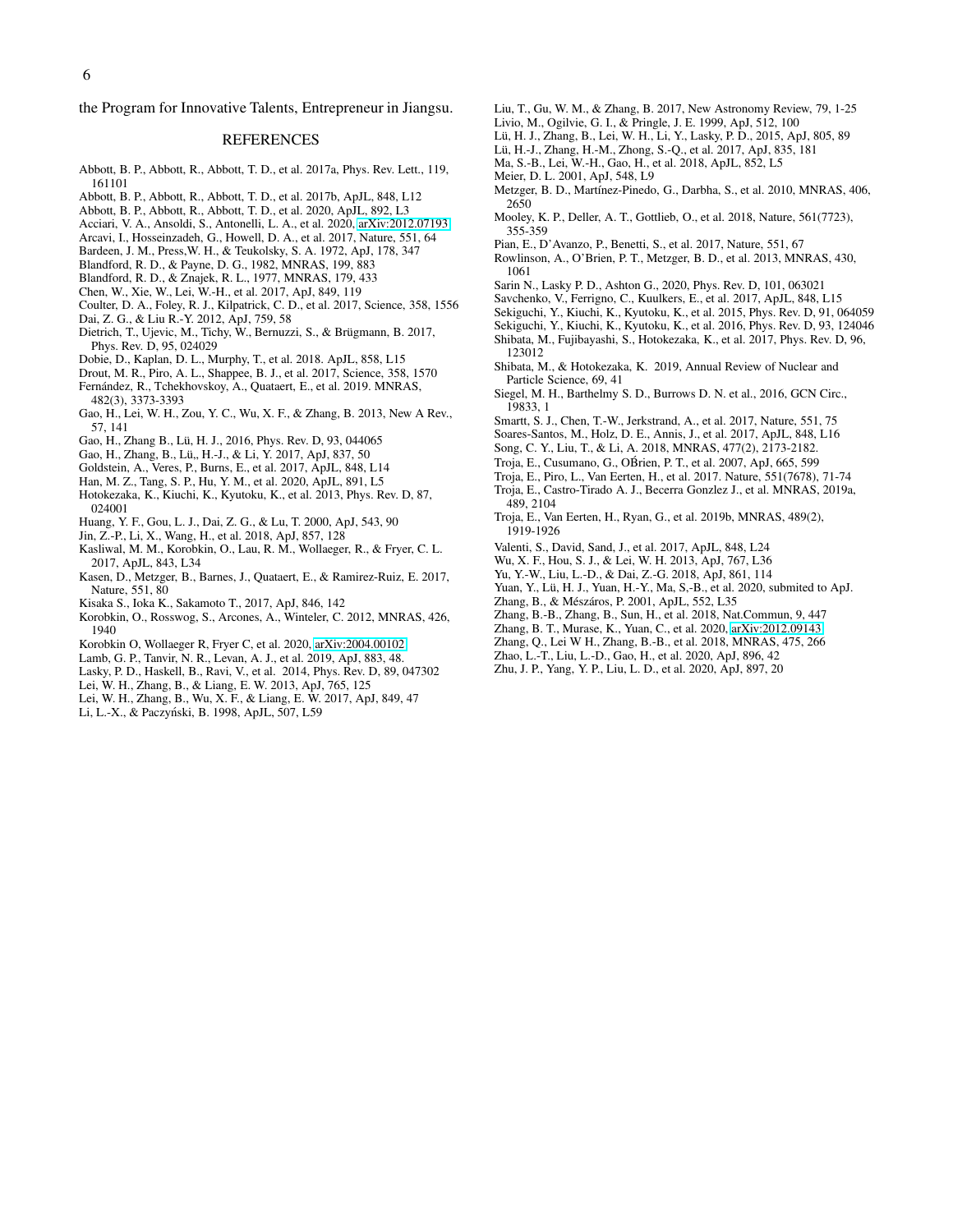the Program for Innovative Talents, Entrepreneur in Jiangsu.

## REFERENCES

Abbott, B. P., Abbott, R., Abbott, T. D., et al. 2017a, Phys. Rev. Lett., 119, 161101

Abbott, B. P., Abbott, R., Abbott, T. D., et al. 2017b, ApJL, 848, L12

Abbott, B. P., Abbott, R., Abbott, T. D., et al. 2020, ApJL, 892, L3

Acciari, V. A., Ansoldi, S., Antonelli, L. A., et al. 2020, arXiv:2012.07193

Arcavi, I., Hosseinzadeh, G., Howell, D. A., et al. 2017, Nature, 551, 64

Bardeen, J. M., Press,W. H., & Teukolsky, S. A. 1972, ApJ, 178, 347

Blandford, R. D., & Payne, D. G., 1982, MNRAS, 199, 883

Blandford, R. D., & Znajek, R. L., 1977, MNRAS, 179, 433

Chen, W., Xie, W., Lei, W.-H., et al. 2017, ApJ, 849, 119

Coulter, D. A., Foley, R. J., Kilpatrick, C. D., et al. 2017, Science, 358, 1556

Dai, Z. G., & Liu R.-Y. 2012, ApJ, 759, 58

Dietrich, T., Ujevic, M., Tichy, W., Bernuzzi, S., & Brügmann, B. 2017, Phys. Rev. D, 95, 024029

Dobie, D., Kaplan, D. L., Murphy, T., et al. 2018. ApJL, 858, L15

Drout, M. R., Piro, A. L., Shappee, B. J., et al. 2017, Science, 358, 1570

Fernández, R., Tchekhovskoy, A., Quataert, E., et al. 2019. MNRAS, 482(3), 3373-3393

Gao, H., Lei, W. H., Zou, Y. C., Wu, X. F., & Zhang, B. 2013, New A Rev., 57, 141

Gao, H., Zhang B., Lü, H. J., 2016, Phys. Rev. D, 93, 044065

Gao, H., Zhang, B., Lü,, H.-J., & Li, Y. 2017, ApJ, 837, 50

Goldstein, A., Veres, P., Burns, E., et al. 2017, ApJL, 848, L14

Han, M. Z., Tang, S. P., Hu, Y. M., et al. 2020, ApJL, 891, L5

Hotokezaka, K., Kiuchi, K., Kyutoku, K., et al. 2013, Phys. Rev. D, 87, 024001

Huang, Y. F., Gou, L. J., Dai, Z. G., & Lu, T. 2000, ApJ, 543, 90

Jin, Z.-P., Li, X., Wang, H., et al. 2018, ApJ, 857, 128

Kasliwal, M. M., Korobkin, O., Lau, R. M., Wollaeger, R., & Fryer, C. L. 2017, ApJL, 843, L34

Kasen, D., Metzger, B., Barnes, J., Quataert, E., & Ramirez-Ruiz, E. 2017, Nature, 551, 80

Kisaka S., Ioka K., Sakamoto T., 2017, ApJ, 846, 142

Korobkin, O., Rosswog, S., Arcones, A., Winteler, C. 2012, MNRAS, 426, 1940

Korobkin O, Wollaeger R, Fryer C, et al. 2020, arXiv:2004.00102

Lamb, G. P., Tanvir, N. R., Levan, A. J., et al. 2019, ApJ, 883, 48.

Lasky, P. D., Haskell, B., Ravi, V., et al. 2014, Phys. Rev. D, 89, 047302

Lei, W. H., Zhang, B., & Liang, E. W. 2013, ApJ, 765, 125

Lei, W. H., Zhang, B., Wu, X. F., & Liang, E. W. 2017, ApJ, 849, 47

Li, L.-X., & Paczyński, B. 1998, ApJL, 507, L59

Liu, T., Gu, W. M., & Zhang, B. 2017, New Astronomy Review, 79, 1-25

Livio, M., Ogilvie, G. I., & Pringle, J. E. 1999, ApJ, 512, 100

Lü, H. J., Zhang, B., Lei, W. H., Li, Y., Lasky, P. D., 2015, ApJ, 805, 89

Lü, H.-J., Zhang, H.-M., Zhong, S.-Q., et al. 2017, ApJ, 835, 181

Ma, S.-B., Lei, W.-H., Gao, H., et al. 2018, ApJL, 852, L5

Meier, D. L. 2001, ApJ, 548, L9

Metzger, B. D., Martínez-Pinedo, G., Darbha, S., et al. 2010, MNRAS, 406, 2650

Mooley, K. P., Deller, A. T., Gottlieb, O., et al. 2018, Nature, 561(7723), 355-359

Pian, E., D'Avanzo, P., Benetti, S., et al. 2017, Nature, 551, 67

Rowlinson, A., O'Brien, P. T., Metzger, B. D., et al. 2013, MNRAS, 430, 1061

Sarin N., Lasky P. D., Ashton G., 2020, Phys. Rev. D, 101, 063021

Savchenko, V., Ferrigno, C., Kuulkers, E., et al. 2017, ApJL, 848, L15

Sekiguchi, Y., Kiuchi, K., Kyutoku, K., et al. 2015, Phys. Rev. D, 91, 064059

Sekiguchi, Y., Kiuchi, K., Kyutoku, K., et al. 2016, Phys. Rev. D, 93, 124046

Shibata, M., Fujibayashi, S., Hotokezaka, K., et al. 2017, Phys. Rev. D, 96, 123012

Shibata, M., & Hotokezaka, K. 2019, Annual Review of Nuclear and Particle Science, 69, 41

Siegel, M. H., Barthelmy S. D., Burrows D. N. et al., 2016, GCN Circ., 19833, 1

Smartt, S. J., Chen, T.-W., Jerkstrand, A., et al. 2017, Nature, 551, 75

Soares-Santos, M., Holz, D. E., Annis, J., et al. 2017, ApJL, 848, L16

Song, C. Y., Liu, T., & Li, A. 2018, MNRAS, 477(2), 2173-2182.

Troja, E., Cusumano, G., OB́rien, P. T., et al. 2007, ApJ, 665, 599

Troja, E., Piro, L., Van Eerten, H., et al. 2017. Nature, 551(7678), 71-74

Troja, E., Castro-Tirado A. J., Becerra Gonzlez J., et al. MNRAS, 2019a, 489, 2104

Troja, E., Van Eerten, H., Ryan, G., et al. 2019b, MNRAS, 489(2), 1919-1926

Valenti, S., David, Sand, J., et al. 2017, ApJL, 848, L24

Wu, X. F., Hou, S. J., & Lei, W. H. 2013, ApJ, 767, L36

Yu, Y.-W., Liu, L.-D., & Dai, Z.-G. 2018, ApJ, 861, 114

Yuan, Y., Lü, H. J., Yuan, H.-Y., Ma, S,-B., et al. 2020, submited to ApJ.

Zhang, B., & Mészáros, P. 2001, ApJL, 552, L35

Zhang, B.-B., Zhang, B., Sun, H., et al. 2018, Nat.Commun, 9, 447

Zhang, B. T., Murase, K., Yuan, C., et al. 2020, arXiv:2012.09143

Zhang, Q., Lei W H., Zhang, B.-B., et al. 2018, MNRAS, 475, 266

Zhao, L.-T., Liu, L.-D., Gao, H., et al. 2020, ApJ, 896, 42

Zhu, J. P., Yang, Y. P., Liu, L. D., et al. 2020, ApJ, 897, 20